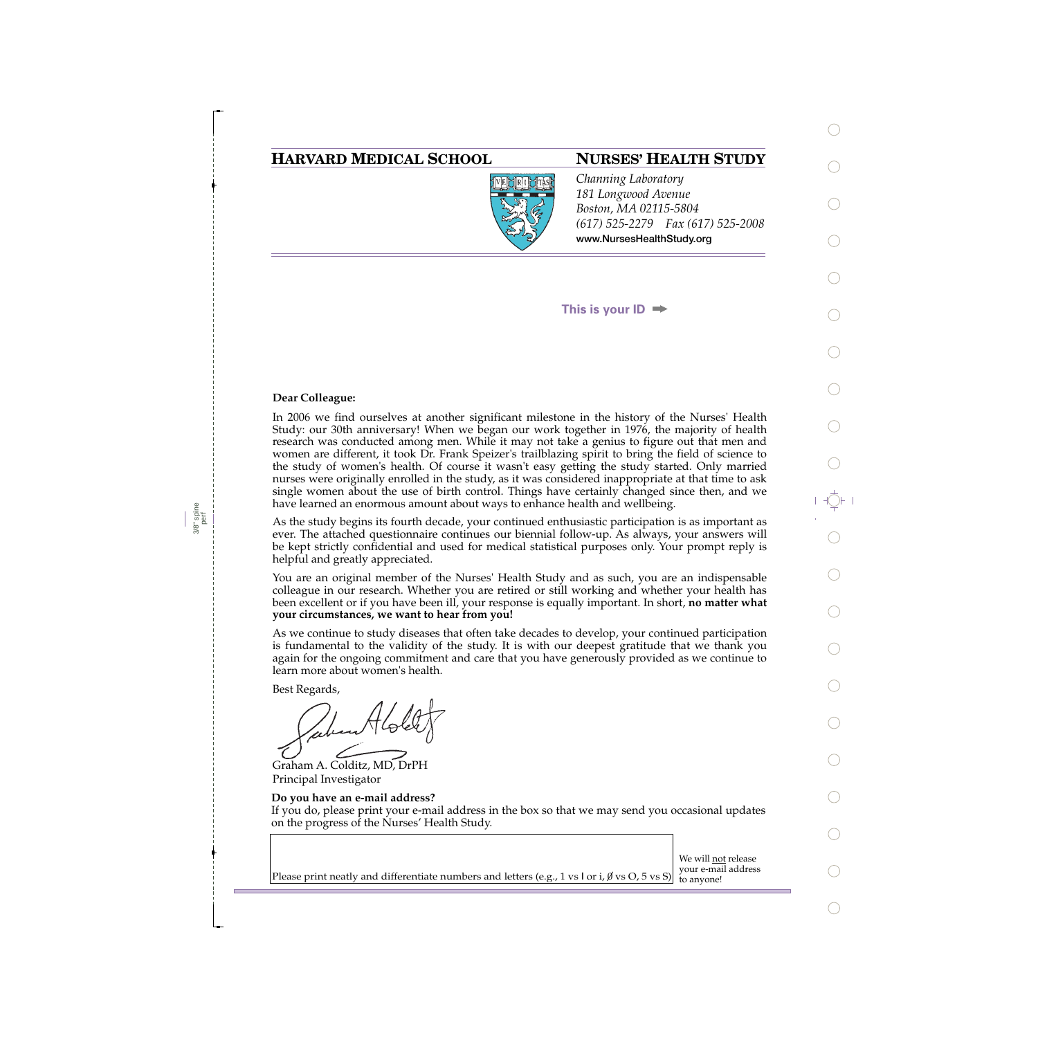**HARVARD MEDICAL SCHOOL**

**NURSES' HEALTH STUDY**

*Channing Laboratory*
*181 Longwood Avenue*
*Boston, MA 02115-5804*
*(617) 525-2279 Fax (617) 525-2008*
**www.NursesHealthStudy.org**

**This is your ID** ➡

**Dear Colleague:**

In 2006 we find ourselves at another significant milestone in the history of the Nurses' Health Study: our 30th anniversary! When we began our work together in 1976, the majority of health research was conducted among men. While it may not take a genius to figure out that men and women are different, it took Dr. Frank Speizer's trailblazing spirit to bring the field of science to the study of women's health. Of course it wasn't easy getting the study started. Only married nurses were originally enrolled in the study, as it was considered inappropriate at that time to ask single women about the use of birth control. Things have certainly changed since then, and we have learned an enormous amount about ways to enhance health and wellbeing.

As the study begins its fourth decade, your continued enthusiastic participation is as important as ever. The attached questionnaire continues our biennial follow-up. As always, your answers will be kept strictly confidential and used for medical statistical purposes only. Your prompt reply is helpful and greatly appreciated.

You are an original member of the Nurses' Health Study and as such, you are an indispensable colleague in our research. Whether you are retired or still working and whether your health has been excellent or if you have been ill, your response is equally important. In short, **no matter what your circumstances, we want to hear from you!**

As we continue to study diseases that often take decades to develop, your continued participation is fundamental to the validity of the study. It is with our deepest gratitude that we thank you again for the ongoing commitment and care that you have generously provided as we continue to learn more about women's health.

Best Regards,

Graham A. Colditz, MD, DrPH
Principal Investigator

**Do you have an e-mail address?**
If you do, please print your e-mail address in the box so that we may send you occasional updates on the progress of the Nurses' Health Study.

Please print neatly and differentiate numbers and letters (e.g., 1 vs l or i, Ø vs O, 5 vs S)

We will not release your e-mail address to anyone!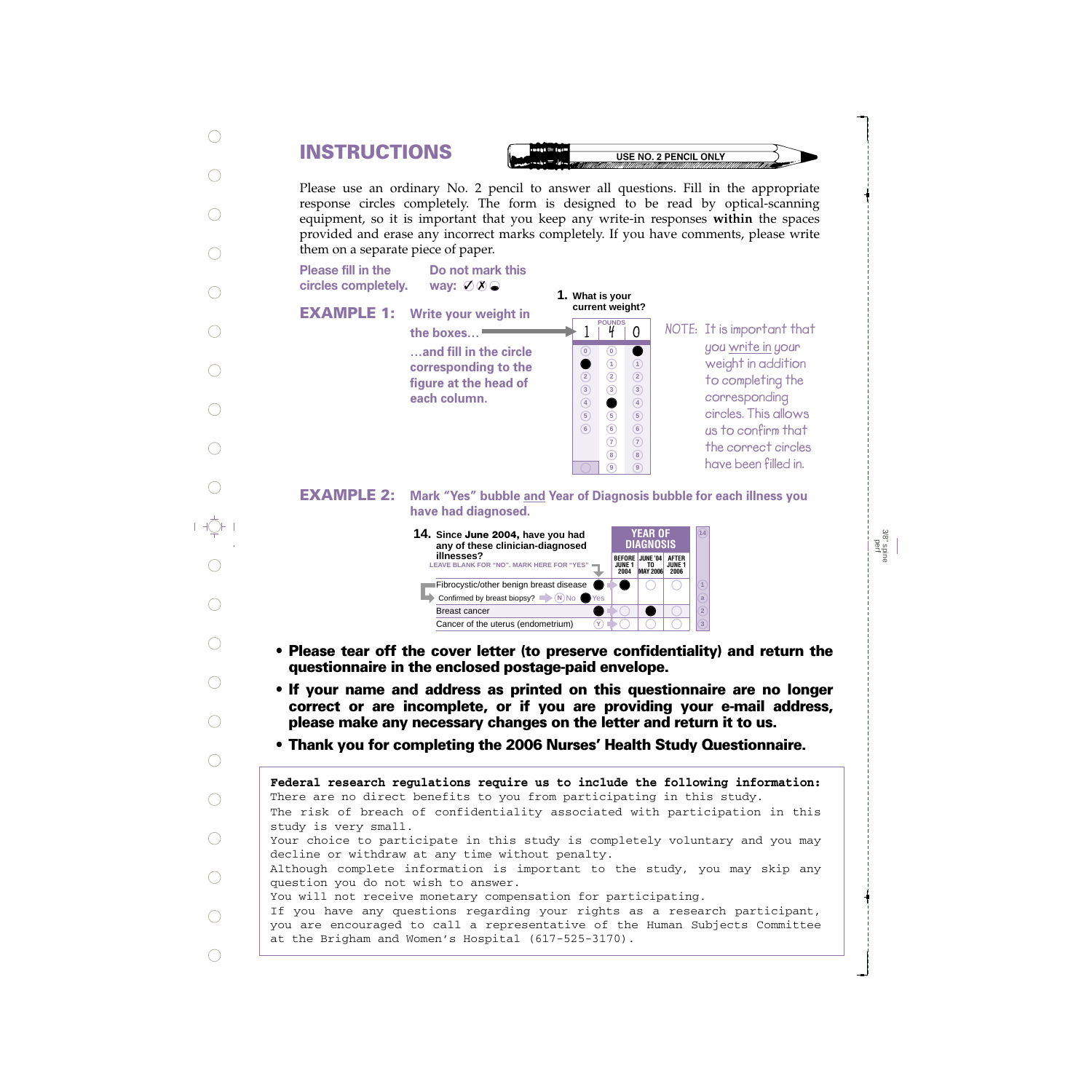# INSTRUCTIONS

USE NO. 2 PENCIL ONLY

Please use an ordinary No. 2 pencil to answer all questions. Fill in the appropriate response circles completely. The form is designed to be read by optical-scanning equipment, so it is important that you keep any write-in responses **within** the spaces provided and erase any incorrect marks completely. If you have comments, please write them on a separate piece of paper.

**Please fill in the circles completely.** **Do not mark this way:** ✓ ✗

## EXAMPLE 1:

**Write your weight in the boxes…**

**…and fill in the circle corresponding to the figure at the head of each column.**

**1.** What is your current weight?

POUNDS: 1 4 0

NOTE: It is important that you write in your weight in addition to completing the corresponding circles. This allows us to confirm that the correct circles have been filled in.

## EXAMPLE 2:

**Mark "Yes" bubble and Year of Diagnosis bubble for each illness you have had diagnosed.**

**14.** Since **June 2004,** have you had any of these clinician-diagnosed illnesses?

LEAVE BLANK FOR "NO". MARK HERE FOR "YES"

| | | YEAR OF DIAGNOSIS: BEFORE JUNE 1 2004 | JUNE '04 TO MAY 2006 | AFTER JUNE 1 2006 |
|---|---|---|---|---|
| Fibrocystic/other benign breast disease | ● | ● | ○ | ○ |
| Confirmed by breast biopsy? (N) No ● Yes | | | | |
| Breast cancer | ● | ○ | ● | ○ |
| Cancer of the uterus (endometrium) | (Y) | ○ | ○ | ○ |

- **Please tear off the cover letter (to preserve confidentiality) and return the questionnaire in the enclosed postage-paid envelope.**
- **If your name and address as printed on this questionnaire are no longer correct or are incomplete, or if you are providing your e-mail address, please make any necessary changes on the letter and return it to us.**
- **Thank you for completing the 2006 Nurses' Health Study Questionnaire.**

**Federal research regulations require us to include the following information:**
There are no direct benefits to you from participating in this study.
The risk of breach of confidentiality associated with participation in this study is very small.
Your choice to participate in this study is completely voluntary and you may decline or withdraw at any time without penalty.
Although complete information is important to the study, you may skip any question you do not wish to answer.
You will not receive monetary compensation for participating.
If you have any questions regarding your rights as a research participant, you are encouraged to call a representative of the Human Subjects Committee at the Brigham and Women's Hospital (617-525-3170).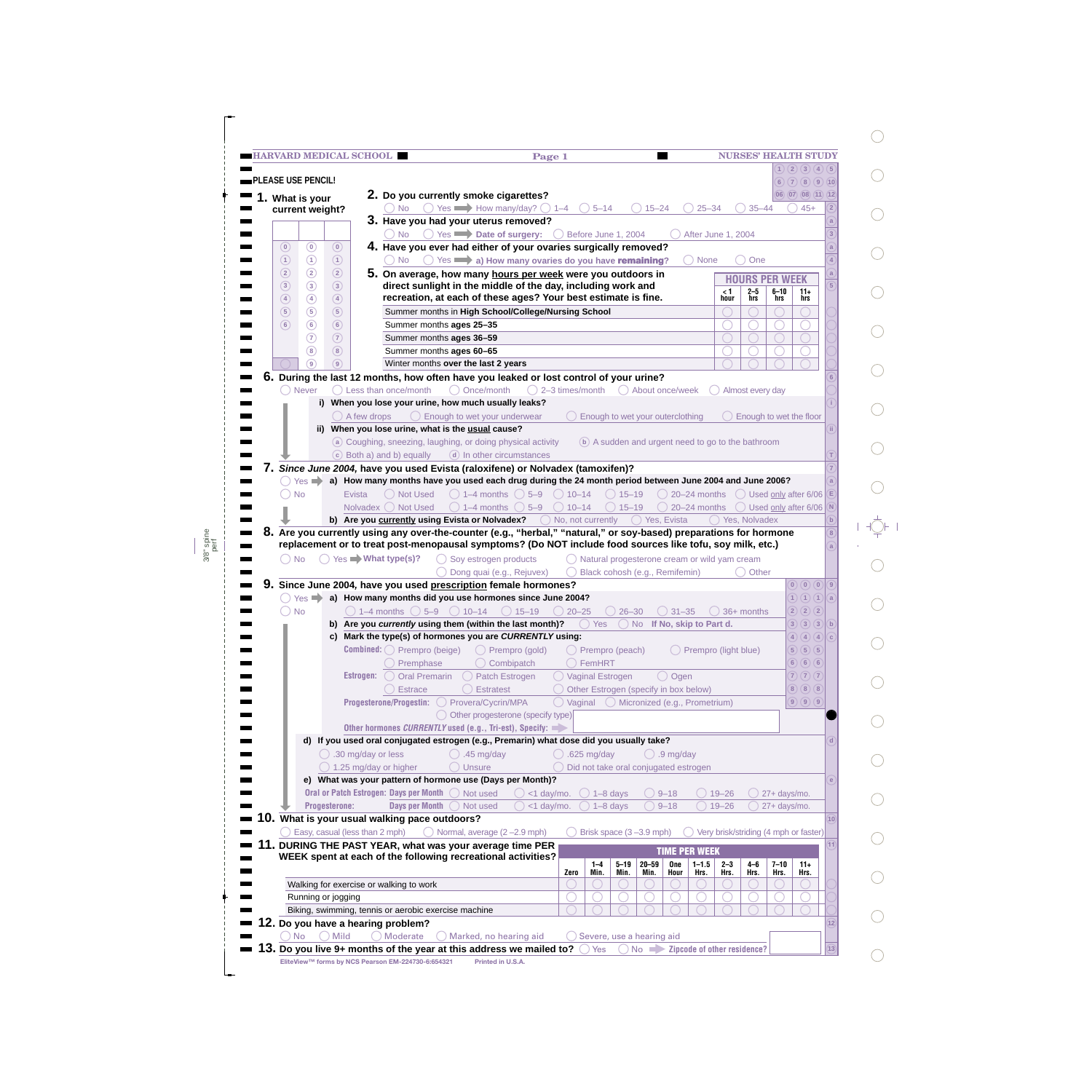HARVARD MEDICAL SCHOOL — Page 1 — NURSES' HEALTH STUDY

**PLEASE USE PENCIL!**

**1. What is your current weight?**

(Grid: three columns of bubbles 0–9 for weight entry)

**2. Do you currently smoke cigarettes?**

◯ No ◯ Yes ➡ How many/day? ◯ 1–4 ◯ 5–14 ◯ 15–24 ◯ 25–34 ◯ 35–44 ◯ 45+

**3. Have you had your uterus removed?**

◯ No ◯ Yes ➡ **Date of surgery:** ◯ Before June 1, 2004 ◯ After June 1, 2004

**4. Have you ever had either of your ovaries surgically removed?**

◯ No ◯ Yes ➡ **a) How many ovaries do you have remaining?** ◯ None ◯ One

**5. On average, how many hours per week were you outdoors in direct sunlight in the middle of the day, including work and recreation, at each of these ages? Your best estimate is fine.**

| | HOURS PER WEEK | | | |
|---|---|---|---|---|
| | < 1 hour | 2–5 hrs | 6–10 hrs | 11+ hrs |
| Summer months in **High School/College/Nursing School** | ◯ | ◯ | ◯ | ◯ |
| Summer months **ages 25–35** | ◯ | ◯ | ◯ | ◯ |
| Summer months **ages 36–59** | ◯ | ◯ | ◯ | ◯ |
| Summer months **ages 60–65** | ◯ | ◯ | ◯ | ◯ |
| Winter months **over the last 2 years** | ◯ | ◯ | ◯ | ◯ |

**6. During the last 12 months, how often have you leaked or lost control of your urine?**

◯ Never ◯ Less than once/month ◯ Once/month ◯ 2–3 times/month ◯ About once/week ◯ Almost every day

**i) When you lose your urine, how much usually leaks?**

◯ A few drops ◯ Enough to wet your underwear ◯ Enough to wet your outerclothing ◯ Enough to wet the floor

**ii) When you lose urine, what is the usual cause?**

ⓐ Coughing, sneezing, laughing, or doing physical activity ⓑ A sudden and urgent need to go to the bathroom
ⓒ Both a) and b) equally ⓓ In other circumstances

**7. *Since June 2004,* have you used Evista (raloxifene) or Nolvadex (tamoxifen)?**

◯ Yes ➡ **a) How many months have you used each drug during the 24 month period between June 2004 and June 2006?**
◯ No

Evista ◯ Not Used ◯ 1–4 months ◯ 5–9 ◯ 10–14 ◯ 15–19 ◯ 20–24 months ◯ Used only after 6/06
Nolvadex ◯ Not Used ◯ 1–4 months ◯ 5–9 ◯ 10–14 ◯ 15–19 ◯ 20–24 months ◯ Used only after 6/06

**b) Are you currently using Evista or Nolvadex?** ◯ No, not currently ◯ Yes, Evista ◯ Yes, Nolvadex

**8. Are you currently using any over-the-counter (e.g., "herbal," "natural," or soy-based) preparations for hormone replacement or to treat post-menopausal symptoms? (Do NOT include food sources like tofu, soy milk, etc.)**

◯ No ◯ Yes ➡ **What type(s)?** ◯ Soy estrogen products ◯ Natural progesterone cream or wild yam cream
◯ Dong quai (e.g., Rejuvex) ◯ Black cohosh (e.g., Remifemin) ◯ Other

**9. Since June 2004, have you used prescription female hormones?**

◯ Yes ➡ **a) How many months did you use hormones since June 2004?**
◯ No

◯ 1–4 months ◯ 5–9 ◯ 10–14 ◯ 15–19 ◯ 20–25 ◯ 26–30 ◯ 31–35 ◯ 36+ months

**b) Are you *currently* using them (within the last month)?** ◯ Yes ◯ No **If No, skip to Part d.**

**c) Mark the type(s) of hormones you are *CURRENTLY* using:**

**Combined:** ◯ Prempro (beige) ◯ Prempro (gold) ◯ Prempro (peach) ◯ Prempro (light blue)
◯ Premphase ◯ Combipatch ◯ FemHRT

**Estrogen:** ◯ Oral Premarin ◯ Patch Estrogen ◯ Vaginal Estrogen ◯ Ogen
◯ Estrace ◯ Estratest ◯ Other Estrogen (specify in box below)

**Progesterone/Progestin:** ◯ Provera/Cycrin/MPA ◯ Vaginal ◯ Micronized (e.g., Prometrium)
◯ Other progesterone (specify type)

**Other hormones *CURRENTLY* used (e.g., Tri-est), Specify:** ➡

**d) If you used oral conjugated estrogen (e.g., Premarin) what dose did you usually take?**

◯ .30 mg/day or less ◯ .45 mg/day ◯ .625 mg/day ◯ .9 mg/day
◯ 1.25 mg/day or higher ◯ Unsure ◯ Did not take oral conjugated estrogen

**e) What was your pattern of hormone use (Days per Month)?**

**Oral or Patch Estrogen: Days per Month** ◯ Not used ◯ <1 day/mo. ◯ 1–8 days ◯ 9–18 ◯ 19–26 ◯ 27+ days/mo.
**Progesterone: Days per Month** ◯ Not used ◯ <1 day/mo. ◯ 1–8 days ◯ 9–18 ◯ 19–26 ◯ 27+ days/mo.

**10. What is your usual walking pace outdoors?**

◯ Easy, casual (less than 2 mph) ◯ Normal, average (2 –2.9 mph) ◯ Brisk space (3 –3.9 mph) ◯ Very brisk/striding (4 mph or faster)

**11. DURING THE PAST YEAR, what was your average time PER WEEK spent at each of the following recreational activities?**

| | TIME PER WEEK | | | | | | | | | |
|---|---|---|---|---|---|---|---|---|---|---|
| | Zero | 1–4 Min. | 5–19 Min. | 20–59 Min. | One Hour | 1–1.5 Hrs. | 2–3 Hrs. | 4–6 Hrs. | 7–10 Hrs. | 11+ Hrs. |
| Walking for exercise or walking to work | ◯ | ◯ | ◯ | ◯ | ◯ | ◯ | ◯ | ◯ | ◯ | ◯ |
| Running or jogging | ◯ | ◯ | ◯ | ◯ | ◯ | ◯ | ◯ | ◯ | ◯ | ◯ |
| Biking, swimming, tennis or aerobic exercise machine | ◯ | ◯ | ◯ | ◯ | ◯ | ◯ | ◯ | ◯ | ◯ | ◯ |

**12. Do you have a hearing problem?**

◯ No ◯ Mild ◯ Moderate ◯ Marked, no hearing aid ◯ Severe, use a hearing aid

**13. Do you live 9+ months of the year at this address we mailed to?** ◯ Yes ◯ No ➡ **Zipcode of other residence?**

EliteView™ forms by NCS Pearson EM-224730-6:654321 Printed in U.S.A.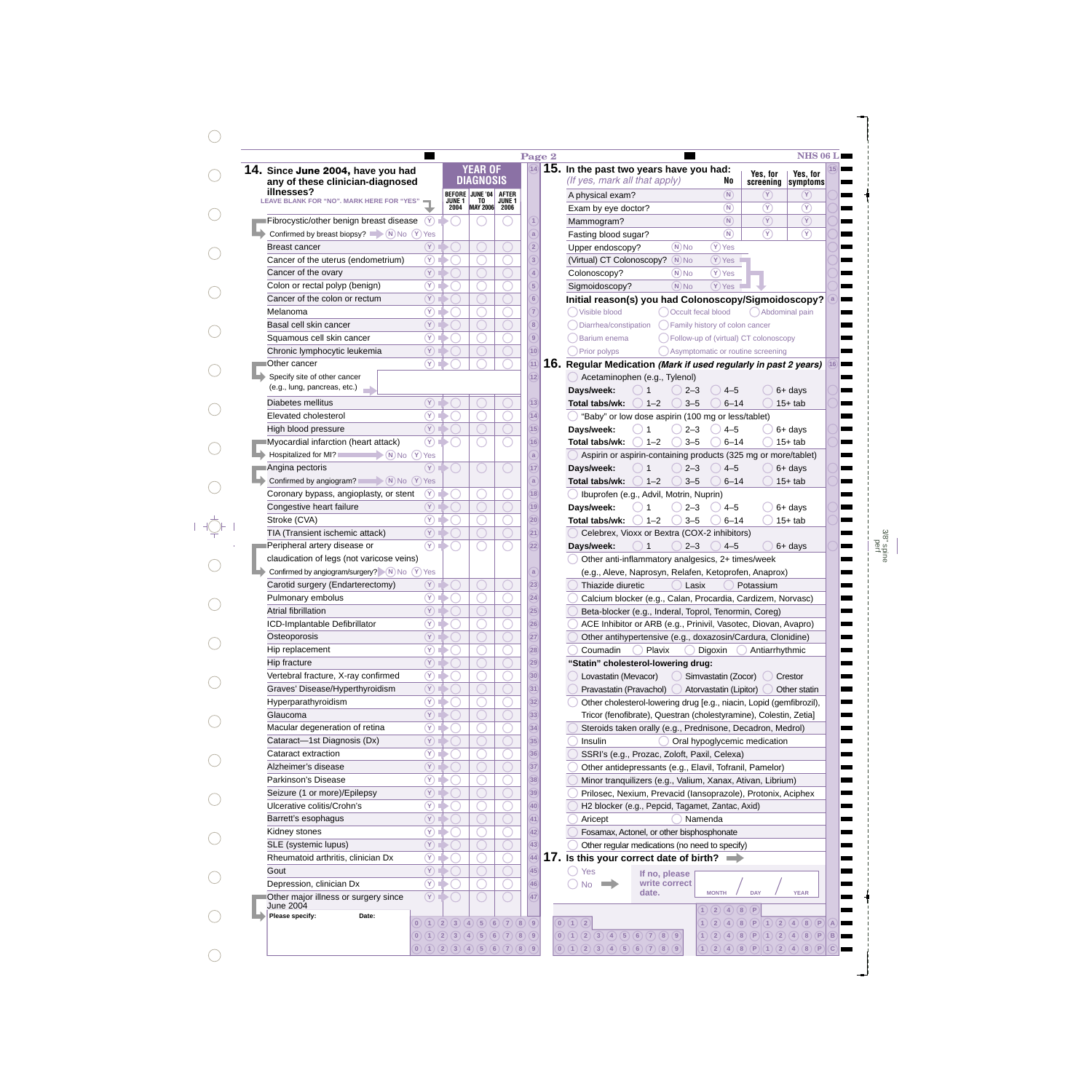## 14. Since June 2004, have you had any of these clinician-diagnosed illnesses?

LEAVE BLANK FOR "NO". MARK HERE FOR "YES"

| Illness | Yes | YEAR OF DIAGNOSIS: BEFORE JUNE 1 2004 | JUNE '04 TO MAY 2006 | AFTER JUNE 1 2006 |
|---|---|---|---|---|
| Fibrocystic/other benign breast disease | Y | ◯ | ◯ | ◯ |
| Confirmed by breast biopsy? (N) No (Y) Yes | | | | |
| Breast cancer | Y | ◯ | ◯ | ◯ |
| Cancer of the uterus (endometrium) | Y | ◯ | ◯ | ◯ |
| Cancer of the ovary | Y | ◯ | ◯ | ◯ |
| Colon or rectal polyp (benign) | Y | ◯ | ◯ | ◯ |
| Cancer of the colon or rectum | Y | ◯ | ◯ | ◯ |
| Melanoma | Y | ◯ | ◯ | ◯ |
| Basal cell skin cancer | Y | ◯ | ◯ | ◯ |
| Squamous cell skin cancer | Y | ◯ | ◯ | ◯ |
| Chronic lymphocytic leukemia | Y | ◯ | ◯ | ◯ |
| Other cancer | Y | ◯ | ◯ | ◯ |
| Specify site of other cancer (e.g., lung, pancreas, etc.) | | | | |
| Diabetes mellitus | Y | ◯ | ◯ | ◯ |
| Elevated cholesterol | Y | ◯ | ◯ | ◯ |
| High blood pressure | Y | ◯ | ◯ | ◯ |
| Myocardial infarction (heart attack) | Y | ◯ | ◯ | ◯ |
| Hospitalized for MI? (N) No (Y) Yes | | | | |
| Angina pectoris | Y | ◯ | ◯ | ◯ |
| Confirmed by angiogram? (N) No (Y) Yes | | | | |
| Coronary bypass, angioplasty, or stent | Y | ◯ | ◯ | ◯ |
| Congestive heart failure | Y | ◯ | ◯ | ◯ |
| Stroke (CVA) | Y | ◯ | ◯ | ◯ |
| TIA (Transient ischemic attack) | Y | ◯ | ◯ | ◯ |
| Peripheral artery disease or claudication of legs (not varicose veins) | Y | ◯ | ◯ | ◯ |
| Confirmed by angiogram/surgery? (N) No (Y) Yes | | | | |
| Carotid surgery (Endarterectomy) | Y | ◯ | ◯ | ◯ |
| Pulmonary embolus | Y | ◯ | ◯ | ◯ |
| Atrial fibrillation | Y | ◯ | ◯ | ◯ |
| ICD-Implantable Defibrillator | Y | ◯ | ◯ | ◯ |
| Osteoporosis | Y | ◯ | ◯ | ◯ |
| Hip replacement | Y | ◯ | ◯ | ◯ |
| Hip fracture | Y | ◯ | ◯ | ◯ |
| Vertebral fracture, X-ray confirmed | Y | ◯ | ◯ | ◯ |
| Graves' Disease/Hyperthyroidism | Y | ◯ | ◯ | ◯ |
| Hyperparathyroidism | Y | ◯ | ◯ | ◯ |
| Glaucoma | Y | ◯ | ◯ | ◯ |
| Macular degeneration of retina | Y | ◯ | ◯ | ◯ |
| Cataract—1st Diagnosis (Dx) | Y | ◯ | ◯ | ◯ |
| Cataract extraction | Y | ◯ | ◯ | ◯ |
| Alzheimer's disease | Y | ◯ | ◯ | ◯ |
| Parkinson's Disease | Y | ◯ | ◯ | ◯ |
| Seizure (1 or more)/Epilepsy | Y | ◯ | ◯ | ◯ |
| Ulcerative colitis/Crohn's | Y | ◯ | ◯ | ◯ |
| Barrett's esophagus | Y | ◯ | ◯ | ◯ |
| Kidney stones | Y | ◯ | ◯ | ◯ |
| SLE (systemic lupus) | Y | ◯ | ◯ | ◯ |
| Rheumatoid arthritis, clinician Dx | Y | ◯ | ◯ | ◯ |
| Gout | Y | ◯ | ◯ | ◯ |
| Depression, clinician Dx | Y | ◯ | ◯ | ◯ |
| Other major illness or surgery since June 2004 | Y | ◯ | ◯ | ◯ |

Please specify: Date:

## 15. In the past two years have you had:

*(If yes, mark all that apply)*

| | No | Yes, for screening | Yes, for symptoms |
|---|---|---|---|
| A physical exam? | N | Y | Y |
| Exam by eye doctor? | N | Y | Y |
| Mammogram? | N | Y | Y |
| Fasting blood sugar? | N | Y | Y |

- Upper endoscopy? (N) No (Y) Yes
- (Virtual) CT Colonoscopy? (N) No (Y) Yes
- Colonoscopy? (N) No (Y) Yes
- Sigmoidoscopy? (N) No (Y) Yes

**Initial reason(s) you had Colonoscopy/Sigmoidoscopy?**

- ◯ Visible blood
- ◯ Occult fecal blood
- ◯ Abdominal pain
- ◯ Diarrhea/constipation
- ◯ Family history of colon cancer
- ◯ Barium enema
- ◯ Follow-up of (virtual) CT colonoscopy
- ◯ Prior polyps
- ◯ Asymptomatic or routine screening

## 16. Regular Medication *(Mark if used regularly in past 2 years)*

◯ Acetaminophen (e.g., Tylenol)
- **Days/week:** ◯ 1 ◯ 2–3 ◯ 4–5 ◯ 6+ days
- **Total tabs/wk:** ◯ 1–2 ◯ 3–5 ◯ 6–14 ◯ 15+ tab

◯ "Baby" or low dose aspirin (100 mg or less/tablet)
- **Days/week:** ◯ 1 ◯ 2–3 ◯ 4–5 ◯ 6+ days
- **Total tabs/wk:** ◯ 1–2 ◯ 3–5 ◯ 6–14 ◯ 15+ tab

◯ Aspirin or aspirin-containing products (325 mg or more/tablet)
- **Days/week:** ◯ 1 ◯ 2–3 ◯ 4–5 ◯ 6+ days
- **Total tabs/wk:** ◯ 1–2 ◯ 3–5 ◯ 6–14 ◯ 15+ tab

◯ Ibuprofen (e.g., Advil, Motrin, Nuprin)
- **Days/week:** ◯ 1 ◯ 2–3 ◯ 4–5 ◯ 6+ days
- **Total tabs/wk:** ◯ 1–2 ◯ 3–5 ◯ 6–14 ◯ 15+ tab

◯ Celebrex, Vioxx or Bextra (COX-2 inhibitors)
- **Days/week:** ◯ 1 ◯ 2–3 ◯ 4–5 ◯ 6+ days

◯ Other anti-inflammatory analgesics, 2+ times/week (e.g., Aleve, Naprosyn, Relafen, Ketoprofen, Anaprox)

◯ Thiazide diuretic ◯ Lasix ◯ Potassium

◯ Calcium blocker (e.g., Calan, Procardia, Cardizem, Norvasc)

◯ Beta-blocker (e.g., Inderal, Toprol, Tenormin, Coreg)

◯ ACE Inhibitor or ARB (e.g., Prinivil, Vasotec, Diovan, Avapro)

◯ Other antihypertensive (e.g., doxazosin/Cardura, Clonidine)

◯ Coumadin ◯ Plavix ◯ Digoxin ◯ Antiarrhythmic

**"Statin" cholesterol-lowering drug:**

◯ Lovastatin (Mevacor) ◯ Simvastatin (Zocor) ◯ Crestor

◯ Pravastatin (Pravachol) ◯ Atorvastatin (Lipitor) ◯ Other statin

◯ Other cholesterol-lowering drug [e.g., niacin, Lopid (gemfibrozil), Tricor (fenofibrate), Questran (cholestyramine), Colestin, Zetia]

◯ Steroids taken orally (e.g., Prednisone, Decadron, Medrol)

◯ Insulin ◯ Oral hypoglycemic medication

◯ SSRI's (e.g., Prozac, Zoloft, Paxil, Celexa)

◯ Other antidepressants (e.g., Elavil, Tofranil, Pamelor)

◯ Minor tranquilizers (e.g., Valium, Xanax, Ativan, Librium)

◯ Prilosec, Nexium, Prevacid (lansoprazole), Protonix, Aciphex

◯ H2 blocker (e.g., Pepcid, Tagamet, Zantac, Axid)

◯ Aricept ◯ Namenda

◯ Fosamax, Actonel, or other bisphosphonate

◯ Other regular medications (no need to specify)

## 17. Is this your correct date of birth?

- ◯ Yes
- ◯ No → If no, please write correct date. MONTH / DAY / YEAR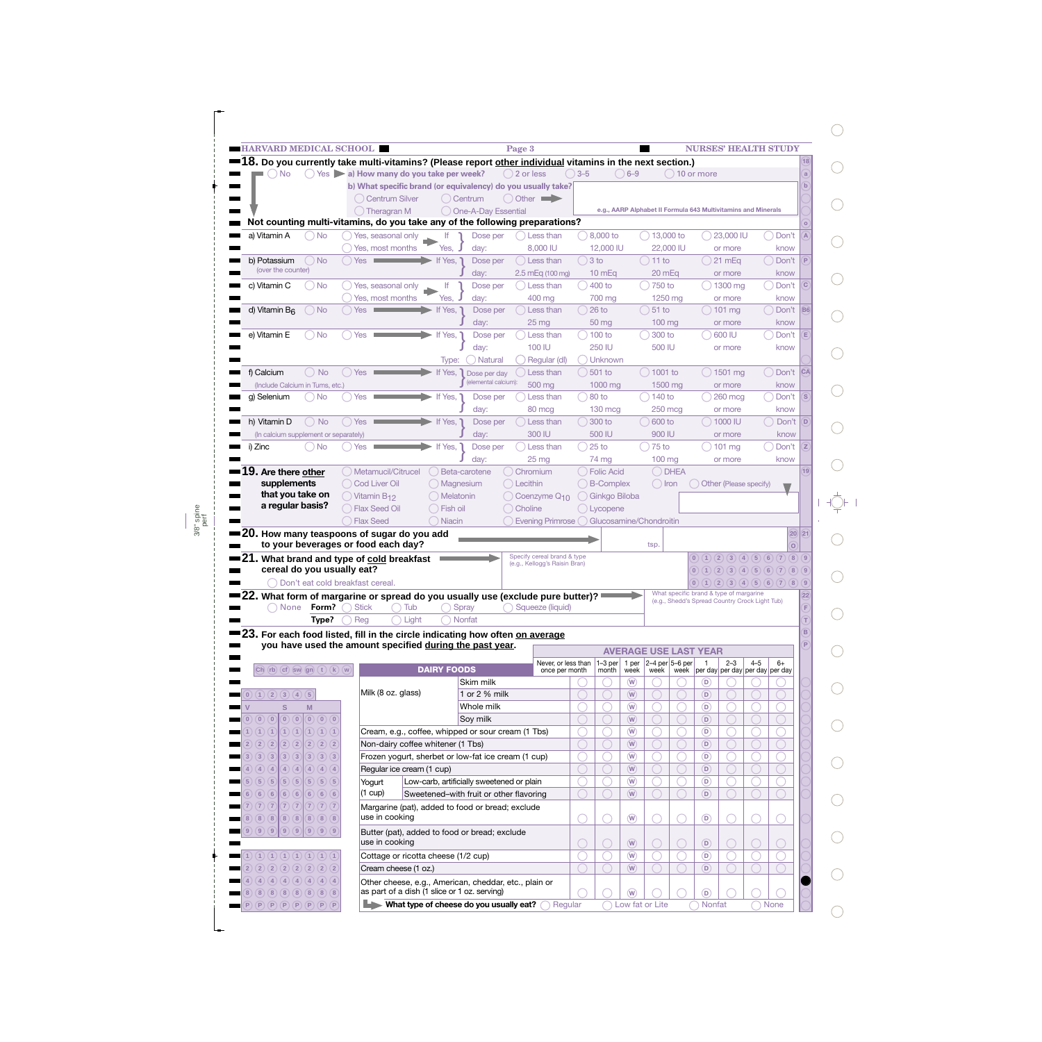**18. Do you currently take multi-vitamins? (Please report other individual vitamins in the next section.)**

◯ No ◯ Yes ▶ **a) How many do you take per week?** ◯ 2 or less ◯ 3–5 ◯ 6–9 ◯ 10 or more

**b) What specific brand (or equivalency) do you usually take?**

◯ Centrum Silver ◯ Centrum ◯ Other ➡
◯ Theragran M ◯ One-A-Day Essential

e.g., AARP Alphabet II Formula 643 Multivitamins and Minerals

**Not counting multi-vitamins, do you take any of the following preparations?**

| Preparation | | | | | | | | |
|---|---|---|---|---|---|---|---|---|
| a) Vitamin A | ◯ No | ◯ Yes, seasonal only / ◯ Yes, most months | If Yes, Dose per day: | ◯ Less than 8,000 IU | ◯ 8,000 to 12,000 IU | ◯ 13,000 to 22,000 IU | ◯ 23,000 IU or more | ◯ Don't know |
| b) Potassium (over the counter) | ◯ No | ◯ Yes | If Yes, Dose per day: | ◯ Less than 2.5 mEq (100 mg) | ◯ 3 to 10 mEq | ◯ 11 to 20 mEq | ◯ 21 mEq or more | ◯ Don't know |
| c) Vitamin C | ◯ No | ◯ Yes, seasonal only / ◯ Yes, most months | If Yes, Dose per day: | ◯ Less than 400 mg | ◯ 400 to 700 mg | ◯ 750 to 1250 mg | ◯ 1300 mg or more | ◯ Don't know |
| d) Vitamin $B_6$ | ◯ No | ◯ Yes | If Yes, Dose per day: | ◯ Less than 25 mg | ◯ 26 to 50 mg | ◯ 51 to 100 mg | ◯ 101 mg or more | ◯ Don't know |
| e) Vitamin E | ◯ No | ◯ Yes | If Yes, Dose per day: | ◯ Less than 100 IU | ◯ 100 to 250 IU | ◯ 300 to 500 IU | ◯ 600 IU or more | ◯ Don't know |
| | | | Type: | ◯ Natural | ◯ Regular (dl) | ◯ Unknown | | |
| f) Calcium (Include Calcium in Tums, etc.) | ◯ No | ◯ Yes | If Yes, Dose per day (elemental calcium): | ◯ Less than 500 mg | ◯ 501 to 1000 mg | ◯ 1001 to 1500 mg | ◯ 1501 mg or more | ◯ Don't know |
| g) Selenium | ◯ No | ◯ Yes | If Yes, Dose per day: | ◯ Less than 80 mcg | ◯ 80 to 130 mcg | ◯ 140 to 250 mcg | ◯ 260 mcg or more | ◯ Don't know |
| h) Vitamin D (In calcium supplement or separately) | ◯ No | ◯ Yes | If Yes, Dose per day: | ◯ Less than 300 IU | ◯ 300 to 500 IU | ◯ 600 to 900 IU | ◯ 1000 IU or more | ◯ Don't know |
| i) Zinc | ◯ No | ◯ Yes | If Yes, Dose per day: | ◯ Less than 25 mg | ◯ 25 to 74 mg | ◯ 75 to 100 mg | ◯ 101 mg or more | ◯ Don't know |

**19. Are there other supplements that you take on a regular basis?**

◯ Metamucil/Citrucel ◯ Beta-carotene ◯ Chromium ◯ Folic Acid ◯ DHEA
◯ Cod Liver Oil ◯ Magnesium ◯ Lecithin ◯ B-Complex ◯ Iron ◯ Other (Please specify)
◯ Vitamin $B_{12}$ ◯ Melatonin ◯ Coenzyme $Q_{10}$ ◯ Ginkgo Biloba
◯ Flax Seed Oil ◯ Fish oil ◯ Choline ◯ Lycopene
◯ Flax Seed ◯ Niacin ◯ Evening Primrose ◯ Glucosamine/Chondroitin

**20. How many teaspoons of sugar do you add to your beverages or food each day?** ➡ ______ tsp.

**21. What brand and type of cold breakfast cereal do you usually eat?** ➡ Specify cereal brand & type (e.g., Kellogg's Raisin Bran)

◯ Don't eat cold breakfast cereal.

**22. What form of margarine or spread do you usually use (exclude pure butter)?** ➡ What specific brand & type of margarine (e.g., Shedd's Spread Country Crock Light Tub)

◯ None **Form?** ◯ Stick ◯ Tub ◯ Spray ◯ Squeeze (liquid)

**Type?** ◯ Reg ◯ Light ◯ Nonfat

**23. For each food listed, fill in the circle indicating how often on average you have used the amount specified during the past year.**

| DAIRY FOODS | | Never, or less than once per month | 1–3 per month | 1 per week | 2–4 per week | 5–6 per week | 1 per day | 2–3 per day | 4–5 per day | 6+ per day |
|---|---|---|---|---|---|---|---|---|---|---|
| Milk (8 oz. glass) | Skim milk | ◯ | ◯ | ◯ | ◯ | ◯ | ◯ | ◯ | ◯ | ◯ |
| | 1 or 2 % milk | ◯ | ◯ | ◯ | ◯ | ◯ | ◯ | ◯ | ◯ | ◯ |
| | Whole milk | ◯ | ◯ | ◯ | ◯ | ◯ | ◯ | ◯ | ◯ | ◯ |
| | Soy milk | ◯ | ◯ | ◯ | ◯ | ◯ | ◯ | ◯ | ◯ | ◯ |
| Cream, e.g., coffee, whipped or sour cream (1 Tbs) | | ◯ | ◯ | ◯ | ◯ | ◯ | ◯ | ◯ | ◯ | ◯ |
| Non-dairy coffee whitener (1 Tbs) | | ◯ | ◯ | ◯ | ◯ | ◯ | ◯ | ◯ | ◯ | ◯ |
| Frozen yogurt, sherbet or low-fat ice cream (1 cup) | | ◯ | ◯ | ◯ | ◯ | ◯ | ◯ | ◯ | ◯ | ◯ |
| Regular ice cream (1 cup) | | ◯ | ◯ | ◯ | ◯ | ◯ | ◯ | ◯ | ◯ | ◯ |
| Yogurt (1 cup) | Low-carb, artificially sweetened or plain | ◯ | ◯ | ◯ | ◯ | ◯ | ◯ | ◯ | ◯ | ◯ |
| | Sweetened–with fruit or other flavoring | ◯ | ◯ | ◯ | ◯ | ◯ | ◯ | ◯ | ◯ | ◯ |
| Margarine (pat), added to food or bread; exclude use in cooking | | ◯ | ◯ | ◯ | ◯ | ◯ | ◯ | ◯ | ◯ | ◯ |
| Butter (pat), added to food or bread; exclude use in cooking | | ◯ | ◯ | ◯ | ◯ | ◯ | ◯ | ◯ | ◯ | ◯ |
| Cottage or ricotta cheese (1/2 cup) | | ◯ | ◯ | ◯ | ◯ | ◯ | ◯ | ◯ | ◯ | ◯ |
| Cream cheese (1 oz.) | | ◯ | ◯ | ◯ | ◯ | ◯ | ◯ | ◯ | ◯ | ◯ |
| Other cheese, e.g., American, cheddar, etc., plain or as part of a dish (1 slice or 1 oz. serving) | | ◯ | ◯ | ◯ | ◯ | ◯ | ◯ | ◯ | ◯ | ◯ |

**What type of cheese do you usually eat?** ◯ Regular ◯ Low fat or Lite ◯ Nonfat ◯ None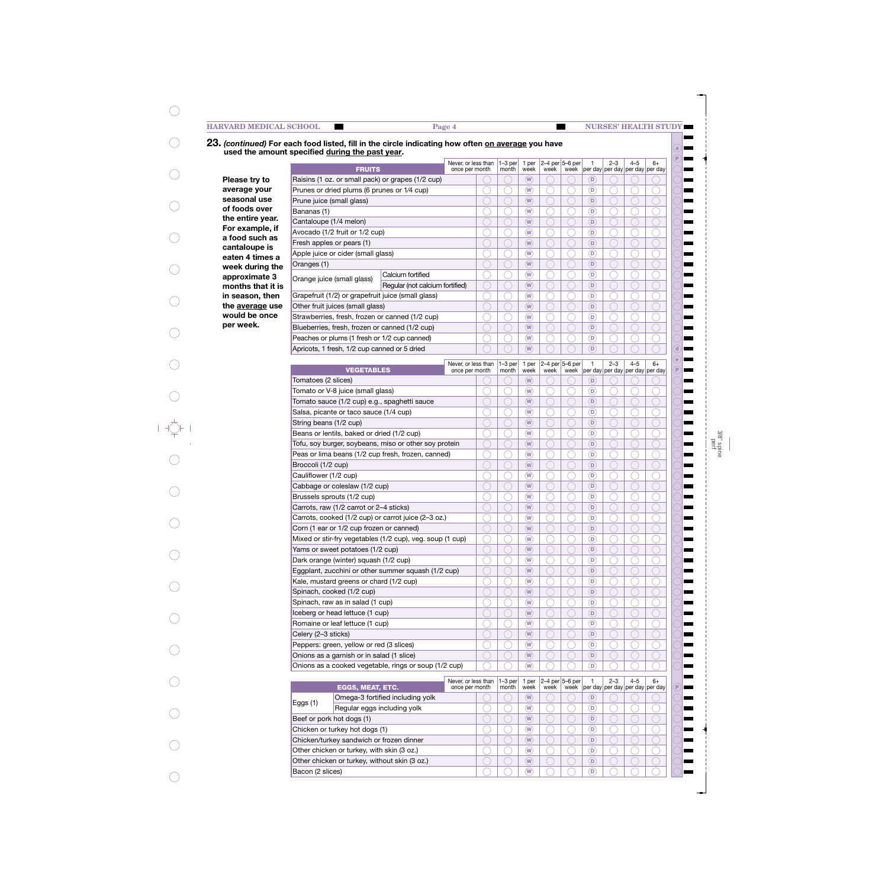**23.** ***(continued)*** **For each food listed, fill in the circle indicating how often on average you have used the amount specified during the past year.**

**Please try to average your seasonal use of foods over the entire year. For example, if a food such as cantaloupe is eaten 4 times a week during the approximate 3 months that it is in season, then the average use would be once per week.**

| FRUITS | | Never, or less than once per month | 1–3 per month | 1 per week | 2–4 per week | 5–6 per week | 1 per day | 2–3 per day | 4–5 per day | 6+ per day |
|---|---|---|---|---|---|---|---|---|---|---|
| Raisins (1 oz. or small pack) or grapes (1/2 cup) | | ○ | ○ | W | ○ | ○ | D | ○ | ○ | ○ |
| Prunes or dried plums (6 prunes or 1⁄4 cup) | | ○ | ○ | W | ○ | ○ | D | ○ | ○ | ○ |
| Prune juice (small glass) | | ○ | ○ | W | ○ | ○ | D | ○ | ○ | ○ |
| Bananas (1) | | ○ | ○ | W | ○ | ○ | D | ○ | ○ | ○ |
| Cantaloupe (1/4 melon) | | ○ | ○ | W | ○ | ○ | D | ○ | ○ | ○ |
| Avocado (1/2 fruit or 1/2 cup) | | ○ | ○ | W | ○ | ○ | D | ○ | ○ | ○ |
| Fresh apples or pears (1) | | ○ | ○ | W | ○ | ○ | D | ○ | ○ | ○ |
| Apple juice or cider (small glass) | | ○ | ○ | W | ○ | ○ | D | ○ | ○ | ○ |
| Oranges (1) | | ○ | ○ | W | ○ | ○ | D | ○ | ○ | ○ |
| Orange juice (small glass) | Calcium fortified | ○ | ○ | W | ○ | ○ | D | ○ | ○ | ○ |
| | Regular (not calcium fortified) | ○ | ○ | W | ○ | ○ | D | ○ | ○ | ○ |
| Grapefruit (1/2) or grapefruit juice (small glass) | | ○ | ○ | W | ○ | ○ | D | ○ | ○ | ○ |
| Other fruit juices (small glass) | | ○ | ○ | W | ○ | ○ | D | ○ | ○ | ○ |
| Strawberries, fresh, frozen or canned (1/2 cup) | | ○ | ○ | W | ○ | ○ | D | ○ | ○ | ○ |
| Blueberries, fresh, frozen or canned (1/2 cup) | | ○ | ○ | W | ○ | ○ | D | ○ | ○ | ○ |
| Peaches or plums (1 fresh or 1/2 cup canned) | | ○ | ○ | W | ○ | ○ | D | ○ | ○ | ○ |
| Apricots, 1 fresh, 1/2 cup canned or 5 dried | | ○ | ○ | W | ○ | ○ | D | ○ | ○ | ○ |

| VEGETABLES | Never, or less than once per month | 1–3 per month | 1 per week | 2–4 per week | 5–6 per week | 1 per day | 2–3 per day | 4–5 per day | 6+ per day |
|---|---|---|---|---|---|---|---|---|---|
| Tomatoes (2 slices) | ○ | ○ | W | ○ | ○ | D | ○ | ○ | ○ |
| Tomato or V-8 juice (small glass) | ○ | ○ | W | ○ | ○ | D | ○ | ○ | ○ |
| Tomato sauce (1/2 cup) e.g., spaghetti sauce | ○ | ○ | W | ○ | ○ | D | ○ | ○ | ○ |
| Salsa, picante or taco sauce (1/4 cup) | ○ | ○ | W | ○ | ○ | D | ○ | ○ | ○ |
| String beans (1/2 cup) | ○ | ○ | W | ○ | ○ | D | ○ | ○ | ○ |
| Beans or lentils, baked or dried (1/2 cup) | ○ | ○ | W | ○ | ○ | D | ○ | ○ | ○ |
| Tofu, soy burger, soybeans, miso or other soy protein | ○ | ○ | W | ○ | ○ | D | ○ | ○ | ○ |
| Peas or lima beans (1/2 cup fresh, frozen, canned) | ○ | ○ | W | ○ | ○ | D | ○ | ○ | ○ |
| Broccoli (1/2 cup) | ○ | ○ | W | ○ | ○ | D | ○ | ○ | ○ |
| Cauliflower (1/2 cup) | ○ | ○ | W | ○ | ○ | D | ○ | ○ | ○ |
| Cabbage or coleslaw (1/2 cup) | ○ | ○ | W | ○ | ○ | D | ○ | ○ | ○ |
| Brussels sprouts (1/2 cup) | ○ | ○ | W | ○ | ○ | D | ○ | ○ | ○ |
| Carrots, raw (1/2 carrot or 2–4 sticks) | ○ | ○ | W | ○ | ○ | D | ○ | ○ | ○ |
| Carrots, cooked (1/2 cup) or carrot juice (2–3 oz.) | ○ | ○ | W | ○ | ○ | D | ○ | ○ | ○ |
| Corn (1 ear or 1/2 cup frozen or canned) | ○ | ○ | W | ○ | ○ | D | ○ | ○ | ○ |
| Mixed or stir-fry vegetables (1/2 cup), veg. soup (1 cup) | ○ | ○ | W | ○ | ○ | D | ○ | ○ | ○ |
| Yams or sweet potatoes (1/2 cup) | ○ | ○ | W | ○ | ○ | D | ○ | ○ | ○ |
| Dark orange (winter) squash (1/2 cup) | ○ | ○ | W | ○ | ○ | D | ○ | ○ | ○ |
| Eggplant, zucchini or other summer squash (1/2 cup) | ○ | ○ | W | ○ | ○ | D | ○ | ○ | ○ |
| Kale, mustard greens or chard (1/2 cup) | ○ | ○ | W | ○ | ○ | D | ○ | ○ | ○ |
| Spinach, cooked (1/2 cup) | ○ | ○ | W | ○ | ○ | D | ○ | ○ | ○ |
| Spinach, raw as in salad (1 cup) | ○ | ○ | W | ○ | ○ | D | ○ | ○ | ○ |
| Iceberg or head lettuce (1 cup) | ○ | ○ | W | ○ | ○ | D | ○ | ○ | ○ |
| Romaine or leaf lettuce (1 cup) | ○ | ○ | W | ○ | ○ | D | ○ | ○ | ○ |
| Celery (2–3 sticks) | ○ | ○ | W | ○ | ○ | D | ○ | ○ | ○ |
| Peppers: green, yellow or red (3 slices) | ○ | ○ | W | ○ | ○ | D | ○ | ○ | ○ |
| Onions as a garnish or in salad (1 slice) | ○ | ○ | W | ○ | ○ | D | ○ | ○ | ○ |
| Onions as a cooked vegetable, rings or soup (1/2 cup) | ○ | ○ | W | ○ | ○ | D | ○ | ○ | ○ |

| EGGS, MEAT, ETC. | | Never, or less than once per month | 1–3 per month | 1 per week | 2–4 per week | 5–6 per week | 1 per day | 2–3 per day | 4–5 per day | 6+ per day |
|---|---|---|---|---|---|---|---|---|---|---|
| Eggs (1) | Omega-3 fortified including yolk | ○ | ○ | W | ○ | ○ | D | ○ | ○ | ○ |
| | Regular eggs including yolk | ○ | ○ | W | ○ | ○ | D | ○ | ○ | ○ |
| Beef or pork hot dogs (1) | | ○ | ○ | W | ○ | ○ | D | ○ | ○ | ○ |
| Chicken or turkey hot dogs (1) | | ○ | ○ | W | ○ | ○ | D | ○ | ○ | ○ |
| Chicken/turkey sandwich or frozen dinner | | ○ | ○ | W | ○ | ○ | D | ○ | ○ | ○ |
| Other chicken or turkey, with skin (3 oz.) | | ○ | ○ | W | ○ | ○ | D | ○ | ○ | ○ |
| Other chicken or turkey, without skin (3 oz.) | | ○ | ○ | W | ○ | ○ | D | ○ | ○ | ○ |
| Bacon (2 slices) | | ○ | ○ | W | ○ | ○ | D | ○ | ○ | ○ |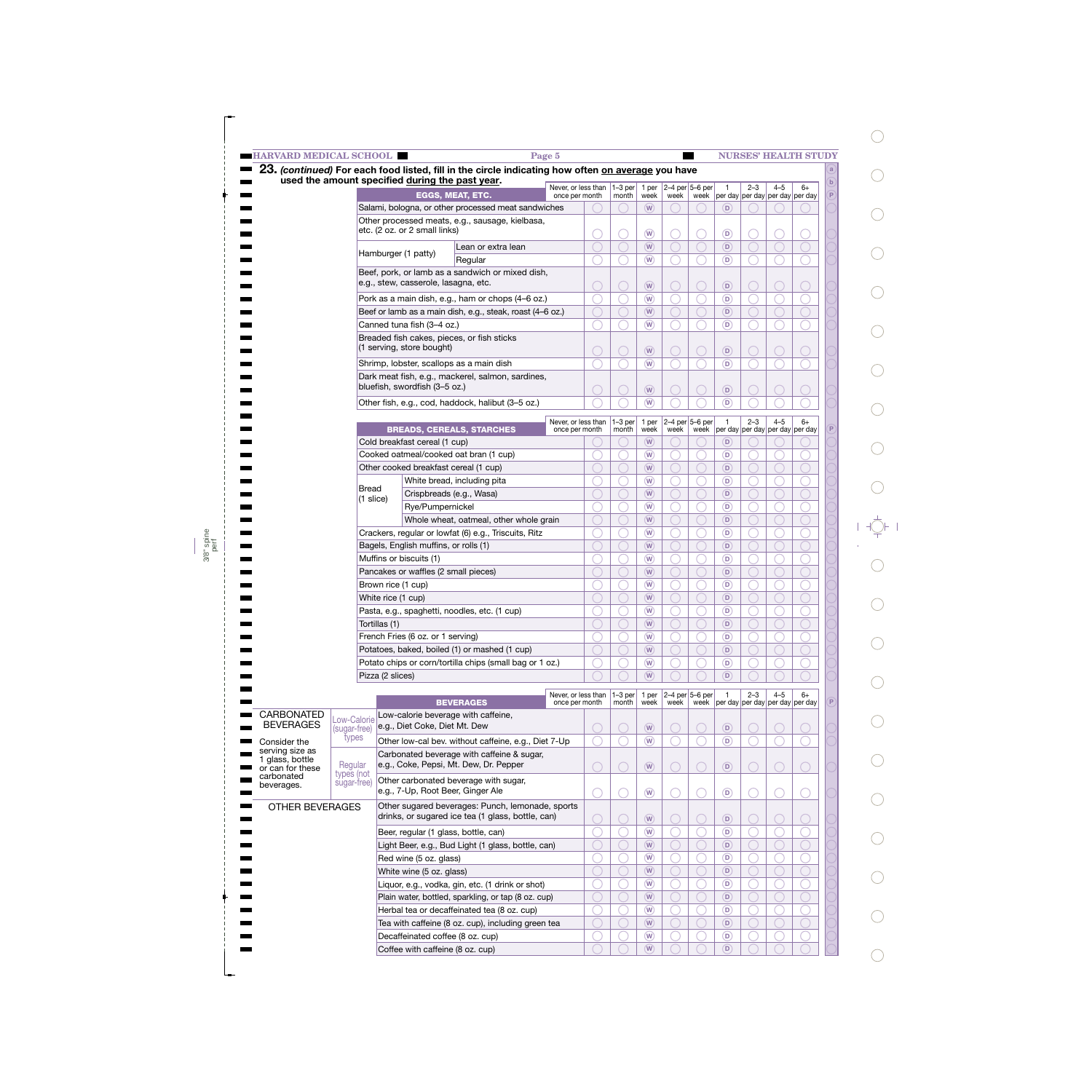**23.** ***(continued)*** **For each food listed, fill in the circle indicating how often on average you have used the amount specified during the past year.**

| EGGS, MEAT, ETC. | Never, or less than once per month | 1–3 per month | 1 per week | 2–4 per week | 5–6 per week | 1 per day | 2–3 per day | 4–5 per day | 6+ per day |
|---|---|---|---|---|---|---|---|---|---|
| Salami, bologna, or other processed meat sandwiches | ◯ | ◯ | W | ◯ | ◯ | D | ◯ | ◯ | ◯ |
| Other processed meats, e.g., sausage, kielbasa, etc. (2 oz. or 2 small links) | ◯ | ◯ | W | ◯ | ◯ | D | ◯ | ◯ | ◯ |
| Hamburger (1 patty) — Lean or extra lean | ◯ | ◯ | W | ◯ | ◯ | D | ◯ | ◯ | ◯ |
| Hamburger (1 patty) — Regular | ◯ | ◯ | W | ◯ | ◯ | D | ◯ | ◯ | ◯ |
| Beef, pork, or lamb as a sandwich or mixed dish, e.g., stew, casserole, lasagna, etc. | ◯ | ◯ | W | ◯ | ◯ | D | ◯ | ◯ | ◯ |
| Pork as a main dish, e.g., ham or chops (4–6 oz.) | ◯ | ◯ | W | ◯ | ◯ | D | ◯ | ◯ | ◯ |
| Beef or lamb as a main dish, e.g., steak, roast (4–6 oz.) | ◯ | ◯ | W | ◯ | ◯ | D | ◯ | ◯ | ◯ |
| Canned tuna fish (3–4 oz.) | ◯ | ◯ | W | ◯ | ◯ | D | ◯ | ◯ | ◯ |
| Breaded fish cakes, pieces, or fish sticks (1 serving, store bought) | ◯ | ◯ | W | ◯ | ◯ | D | ◯ | ◯ | ◯ |
| Shrimp, lobster, scallops as a main dish | ◯ | ◯ | W | ◯ | ◯ | D | ◯ | ◯ | ◯ |
| Dark meat fish, e.g., mackerel, salmon, sardines, bluefish, swordfish (3–5 oz.) | ◯ | ◯ | W | ◯ | ◯ | D | ◯ | ◯ | ◯ |
| Other fish, e.g., cod, haddock, halibut (3–5 oz.) | ◯ | ◯ | W | ◯ | ◯ | D | ◯ | ◯ | ◯ |

| BREADS, CEREALS, STARCHES | Never, or less than once per month | 1–3 per month | 1 per week | 2–4 per week | 5–6 per week | 1 per day | 2–3 per day | 4–5 per day | 6+ per day |
|---|---|---|---|---|---|---|---|---|---|
| Cold breakfast cereal (1 cup) | ◯ | ◯ | W | ◯ | ◯ | D | ◯ | ◯ | ◯ |
| Cooked oatmeal/cooked oat bran (1 cup) | ◯ | ◯ | W | ◯ | ◯ | D | ◯ | ◯ | ◯ |
| Other cooked breakfast cereal (1 cup) | ◯ | ◯ | W | ◯ | ◯ | D | ◯ | ◯ | ◯ |
| Bread (1 slice) — White bread, including pita | ◯ | ◯ | W | ◯ | ◯ | D | ◯ | ◯ | ◯ |
| Bread (1 slice) — Crispbreads (e.g., Wasa) | ◯ | ◯ | W | ◯ | ◯ | D | ◯ | ◯ | ◯ |
| Bread (1 slice) — Rye/Pumpernickel | ◯ | ◯ | W | ◯ | ◯ | D | ◯ | ◯ | ◯ |
| Bread (1 slice) — Whole wheat, oatmeal, other whole grain | ◯ | ◯ | W | ◯ | ◯ | D | ◯ | ◯ | ◯ |
| Crackers, regular or lowfat (6) e.g., Triscuits, Ritz | ◯ | ◯ | W | ◯ | ◯ | D | ◯ | ◯ | ◯ |
| Bagels, English muffins, or rolls (1) | ◯ | ◯ | W | ◯ | ◯ | D | ◯ | ◯ | ◯ |
| Muffins or biscuits (1) | ◯ | ◯ | W | ◯ | ◯ | D | ◯ | ◯ | ◯ |
| Pancakes or waffles (2 small pieces) | ◯ | ◯ | W | ◯ | ◯ | D | ◯ | ◯ | ◯ |
| Brown rice (1 cup) | ◯ | ◯ | W | ◯ | ◯ | D | ◯ | ◯ | ◯ |
| White rice (1 cup) | ◯ | ◯ | W | ◯ | ◯ | D | ◯ | ◯ | ◯ |
| Pasta, e.g., spaghetti, noodles, etc. (1 cup) | ◯ | ◯ | W | ◯ | ◯ | D | ◯ | ◯ | ◯ |
| Tortillas (1) | ◯ | ◯ | W | ◯ | ◯ | D | ◯ | ◯ | ◯ |
| French Fries (6 oz. or 1 serving) | ◯ | ◯ | W | ◯ | ◯ | D | ◯ | ◯ | ◯ |
| Potatoes, baked, boiled (1) or mashed (1 cup) | ◯ | ◯ | W | ◯ | ◯ | D | ◯ | ◯ | ◯ |
| Potato chips or corn/tortilla chips (small bag or 1 oz.) | ◯ | ◯ | W | ◯ | ◯ | D | ◯ | ◯ | ◯ |
| Pizza (2 slices) | ◯ | ◯ | W | ◯ | ◯ | D | ◯ | ◯ | ◯ |

**CARBONATED BEVERAGES** — Consider the serving size as 1 glass, bottle or can for these carbonated beverages.

| BEVERAGES | Never, or less than once per month | 1–3 per month | 1 per week | 2–4 per week | 5–6 per week | 1 per day | 2–3 per day | 4–5 per day | 6+ per day |
|---|---|---|---|---|---|---|---|---|---|
| Low-Calorie (sugar-free) types — Low-calorie beverage with caffeine, e.g., Diet Coke, Diet Mt. Dew | ◯ | ◯ | W | ◯ | ◯ | D | ◯ | ◯ | ◯ |
| Low-Calorie (sugar-free) types — Other low-cal bev. without caffeine, e.g., Diet 7-Up | ◯ | ◯ | W | ◯ | ◯ | D | ◯ | ◯ | ◯ |
| Regular types (not sugar-free) — Carbonated beverage with caffeine & sugar, e.g., Coke, Pepsi, Mt. Dew, Dr. Pepper | ◯ | ◯ | W | ◯ | ◯ | D | ◯ | ◯ | ◯ |
| Regular types (not sugar-free) — Other carbonated beverage with sugar, e.g., 7-Up, Root Beer, Ginger Ale | ◯ | ◯ | W | ◯ | ◯ | D | ◯ | ◯ | ◯ |
| **OTHER BEVERAGES** — Other sugared beverages: Punch, lemonade, sports drinks, or sugared ice tea (1 glass, bottle, can) | ◯ | ◯ | W | ◯ | ◯ | D | ◯ | ◯ | ◯ |
| Beer, regular (1 glass, bottle, can) | ◯ | ◯ | W | ◯ | ◯ | D | ◯ | ◯ | ◯ |
| Light Beer, e.g., Bud Light (1 glass, bottle, can) | ◯ | ◯ | W | ◯ | ◯ | D | ◯ | ◯ | ◯ |
| Red wine (5 oz. glass) | ◯ | ◯ | W | ◯ | ◯ | D | ◯ | ◯ | ◯ |
| White wine (5 oz. glass) | ◯ | ◯ | W | ◯ | ◯ | D | ◯ | ◯ | ◯ |
| Liquor, e.g., vodka, gin, etc. (1 drink or shot) | ◯ | ◯ | W | ◯ | ◯ | D | ◯ | ◯ | ◯ |
| Plain water, bottled, sparkling, or tap (8 oz. cup) | ◯ | ◯ | W | ◯ | ◯ | D | ◯ | ◯ | ◯ |
| Herbal tea or decaffeinated tea (8 oz. cup) | ◯ | ◯ | W | ◯ | ◯ | D | ◯ | ◯ | ◯ |
| Tea with caffeine (8 oz. cup), including green tea | ◯ | ◯ | W | ◯ | ◯ | D | ◯ | ◯ | ◯ |
| Decaffeinated coffee (8 oz. cup) | ◯ | ◯ | W | ◯ | ◯ | D | ◯ | ◯ | ◯ |
| Coffee with caffeine (8 oz. cup) | ◯ | ◯ | W | ◯ | ◯ | D | ◯ | ◯ | ◯ |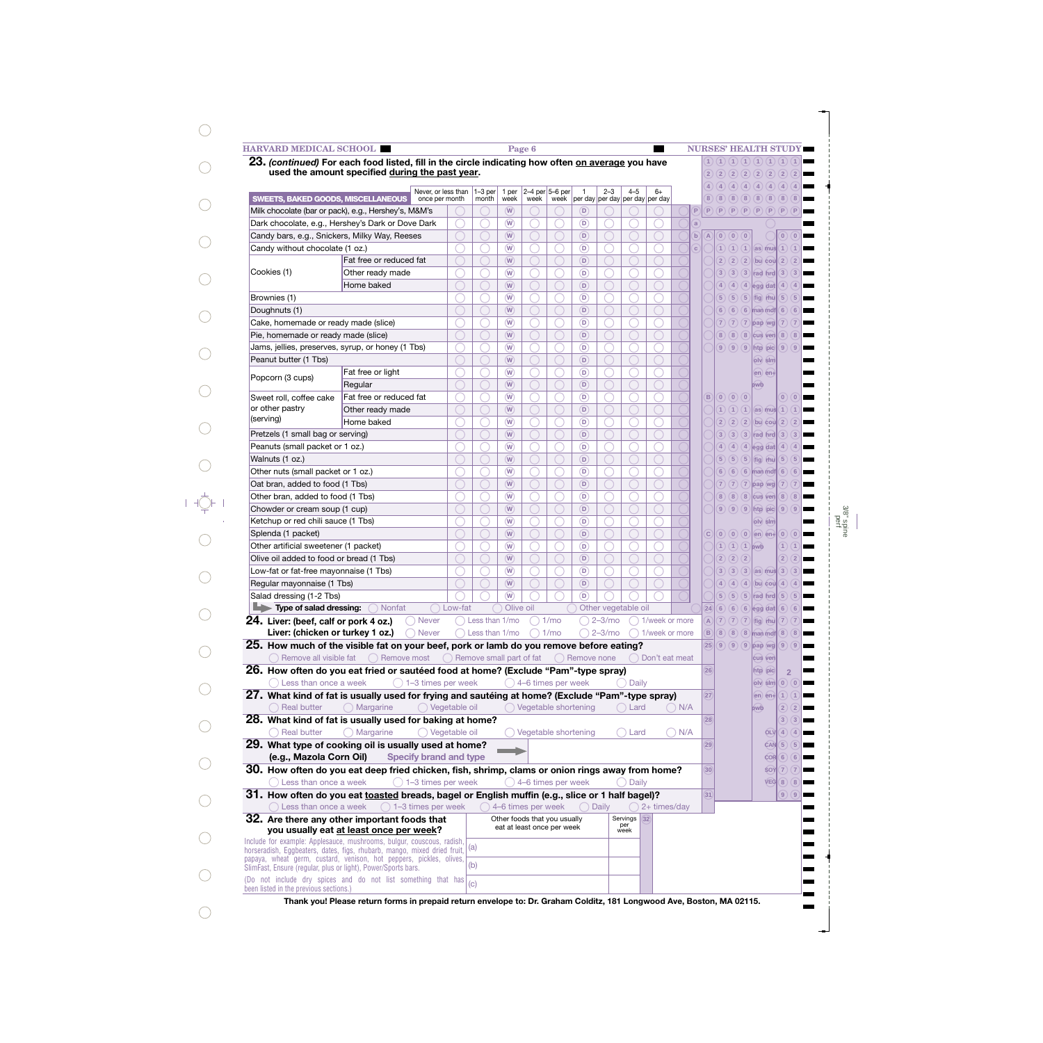**23.** ***(continued)*** **For each food listed, fill in the circle indicating how often on average you have used the amount specified during the past year.**

| SWEETS, BAKED GOODS, MISCELLANEOUS | | Never, or less than once per month | 1–3 per month | 1 per week | 2–4 per week | 5–6 per week | 1 per day | 2–3 per day | 4–5 per day | 6+ per day |
|---|---|---|---|---|---|---|---|---|---|---|
| Milk chocolate (bar or pack), e.g., Hershey's, M&M's | | ○ | ○ | W | ○ | ○ | D | ○ | ○ | ○ |
| Dark chocolate, e.g., Hershey's Dark or Dove Dark | | ○ | ○ | W | ○ | ○ | D | ○ | ○ | ○ |
| Candy bars, e.g., Snickers, Milky Way, Reeses | | ○ | ○ | W | ○ | ○ | D | ○ | ○ | ○ |
| Candy without chocolate (1 oz.) | | ○ | ○ | W | ○ | ○ | D | ○ | ○ | ○ |
| Cookies (1) | Fat free or reduced fat | ○ | ○ | W | ○ | ○ | D | ○ | ○ | ○ |
| | Other ready made | ○ | ○ | W | ○ | ○ | D | ○ | ○ | ○ |
| | Home baked | ○ | ○ | W | ○ | ○ | D | ○ | ○ | ○ |
| Brownies (1) | | ○ | ○ | W | ○ | ○ | D | ○ | ○ | ○ |
| Doughnuts (1) | | ○ | ○ | W | ○ | ○ | D | ○ | ○ | ○ |
| Cake, homemade or ready made (slice) | | ○ | ○ | W | ○ | ○ | D | ○ | ○ | ○ |
| Pie, homemade or ready made (slice) | | ○ | ○ | W | ○ | ○ | D | ○ | ○ | ○ |
| Jams, jellies, preserves, syrup, or honey (1 Tbs) | | ○ | ○ | W | ○ | ○ | D | ○ | ○ | ○ |
| Peanut butter (1 Tbs) | | ○ | ○ | W | ○ | ○ | D | ○ | ○ | ○ |
| Popcorn (3 cups) | Fat free or light | ○ | ○ | W | ○ | ○ | D | ○ | ○ | ○ |
| | Regular | ○ | ○ | W | ○ | ○ | D | ○ | ○ | ○ |
| Sweet roll, coffee cake or other pastry (serving) | Fat free or reduced fat | ○ | ○ | W | ○ | ○ | D | ○ | ○ | ○ |
| | Other ready made | ○ | ○ | W | ○ | ○ | D | ○ | ○ | ○ |
| | Home baked | ○ | ○ | W | ○ | ○ | D | ○ | ○ | ○ |
| Pretzels (1 small bag or serving) | | ○ | ○ | W | ○ | ○ | D | ○ | ○ | ○ |
| Peanuts (small packet or 1 oz.) | | ○ | ○ | W | ○ | ○ | D | ○ | ○ | ○ |
| Walnuts (1 oz.) | | ○ | ○ | W | ○ | ○ | D | ○ | ○ | ○ |
| Other nuts (small packet or 1 oz.) | | ○ | ○ | W | ○ | ○ | D | ○ | ○ | ○ |
| Oat bran, added to food (1 Tbs) | | ○ | ○ | W | ○ | ○ | D | ○ | ○ | ○ |
| Other bran, added to food (1 Tbs) | | ○ | ○ | W | ○ | ○ | D | ○ | ○ | ○ |
| Chowder or cream soup (1 cup) | | ○ | ○ | W | ○ | ○ | D | ○ | ○ | ○ |
| Ketchup or red chili sauce (1 Tbs) | | ○ | ○ | W | ○ | ○ | D | ○ | ○ | ○ |
| Splenda (1 packet) | | ○ | ○ | W | ○ | ○ | D | ○ | ○ | ○ |
| Other artificial sweetener (1 packet) | | ○ | ○ | W | ○ | ○ | D | ○ | ○ | ○ |
| Olive oil added to food or bread (1 Tbs) | | ○ | ○ | W | ○ | ○ | D | ○ | ○ | ○ |
| Low-fat or fat-free mayonnaise (1 Tbs) | | ○ | ○ | W | ○ | ○ | D | ○ | ○ | ○ |
| Regular mayonnaise (1 Tbs) | | ○ | ○ | W | ○ | ○ | D | ○ | ○ | ○ |
| Salad dressing (1-2 Tbs) | | ○ | ○ | W | ○ | ○ | D | ○ | ○ | ○ |

**Type of salad dressing:** ○ Nonfat ○ Low-fat ○ Olive oil ○ Other vegetable oil

**24. Liver: (beef, calf or pork 4 oz.)** ○ Never ○ Less than 1/mo ○ 1/mo ○ 2–3/mo ○ 1/week or more

**Liver: (chicken or turkey 1 oz.)** ○ Never ○ Less than 1/mo ○ 1/mo ○ 2–3/mo ○ 1/week or more

**25. How much of the visible fat on your beef, pork or lamb do you remove before eating?**

○ Remove all visible fat ○ Remove most ○ Remove small part of fat ○ Remove none ○ Don't eat meat

**26. How often do you eat fried or sautéed food at home? (Exclude "Pam"-type spray)**

○ Less than once a week ○ 1–3 times per week ○ 4–6 times per week ○ Daily

**27. What kind of fat is usually used for frying and sautéing at home? (Exclude "Pam"-type spray)**

○ Real butter ○ Margarine ○ Vegetable oil ○ Vegetable shortening ○ Lard ○ N/A

**28. What kind of fat is usually used for baking at home?**

○ Real butter ○ Margarine ○ Vegetable oil ○ Vegetable shortening ○ Lard ○ N/A

**29. What type of cooking oil is usually used at home? (e.g., Mazola Corn Oil)** Specify brand and type

**30. How often do you eat deep fried chicken, fish, shrimp, clams or onion rings away from home?**

○ Less than once a week ○ 1–3 times per week ○ 4–6 times per week ○ Daily

**31. How often do you eat toasted breads, bagel or English muffin (e.g., slice or 1 half bagel)?**

○ Less than once a week ○ 1–3 times per week ○ 4–6 times per week ○ Daily ○ 2+ times/day

**32. Are there any other important foods that you usually eat at least once per week?**

Include for example: Applesauce, mushrooms, bulgur, couscous, radish, horseradish, Eggbeaters, dates, figs, rhubarb, mango, mixed dried fruit, papaya, wheat germ, custard, venison, hot peppers, pickles, olives, SlimFast, Ensure (regular, plus or light), Power/Sports bars.

(Do not include dry spices and do not list something that has been listed in the previous sections.)

| | Other foods that you usually eat at least once per week | Servings per week |
|---|---|---|
| (a) | | |
| (b) | | |
| (c) | | |

**Thank you! Please return forms in prepaid return envelope to: Dr. Graham Colditz, 181 Longwood Ave, Boston, MA 02115.**